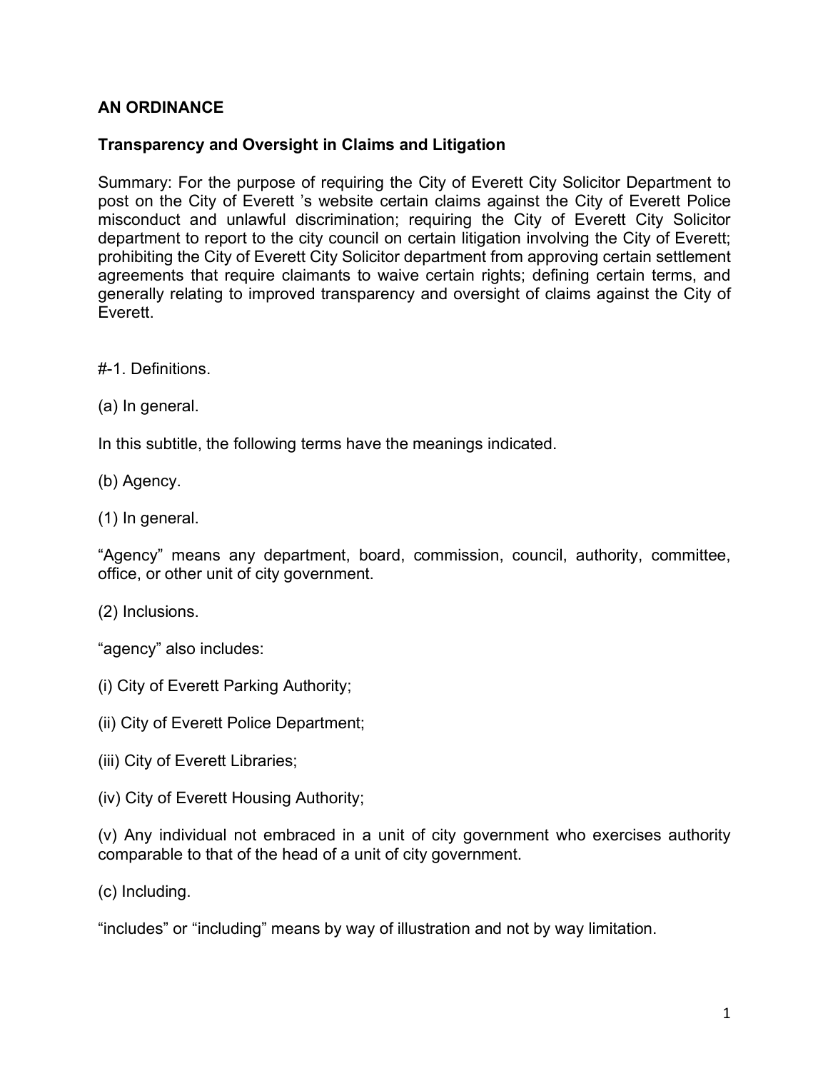**AN ORDINANCE**

**Transparency and Oversight in Claims and Litigation**

Summary: For the purpose of requiring the City of Everett City Solicitor Department to post on the City of Everett 's website certain claims against the City of Everett Police misconduct and unlawful discrimination; requiring the City of Everett City Solicitor department to report to the city council on certain litigation involving the City of Everett; prohibiting the City of Everett City Solicitor department from approving certain settlement agreements that require claimants to waive certain rights; defining certain terms, and generally relating to improved transparency and oversight of claims against the City of Everett.

#-1. Definitions.

(a) In general.

In this subtitle, the following terms have the meanings indicated.

(b) Agency.

(1) In general.

"Agency" means any department, board, commission, council, authority, committee, office, or other unit of city government.

(2) Inclusions.

"agency" also includes:

(i) City of Everett Parking Authority;

(ii) City of Everett Police Department;

(iii) City of Everett Libraries;

(iv) City of Everett Housing Authority;

(v) Any individual not embraced in a unit of city government who exercises authority comparable to that of the head of a unit of city government.

(c) Including.

"includes" or "including" means by way of illustration and not by way limitation.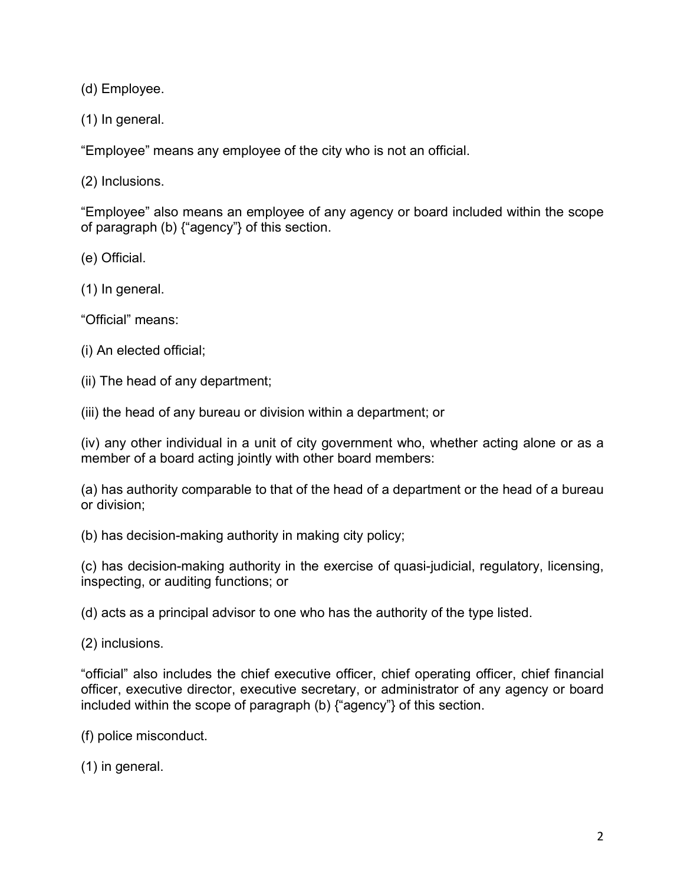(d) Employee.

(1) In general.

“Employee” means any employee of the city who is not an official.

(2) Inclusions.

“Employee” also means an employee of any agency or board included within the scope of paragraph (b) {“agency”} of this section.

(e) Official.

(1) In general.

“Official” means:

(i) An elected official;

(ii) The head of any department;

(iii) the head of any bureau or division within a department; or

(iv) any other individual in a unit of city government who, whether acting alone or as a member of a board acting jointly with other board members:

(a) has authority comparable to that of the head of a department or the head of a bureau or division;

(b) has decision-making authority in making city policy;

(c) has decision-making authority in the exercise of quasi-judicial, regulatory, licensing, inspecting, or auditing functions; or

(d) acts as a principal advisor to one who has the authority of the type listed.

(2) inclusions.

“official” also includes the chief executive officer, chief operating officer, chief financial officer, executive director, executive secretary, or administrator of any agency or board included within the scope of paragraph (b) {“agency”} of this section.

(f) police misconduct.

(1) in general.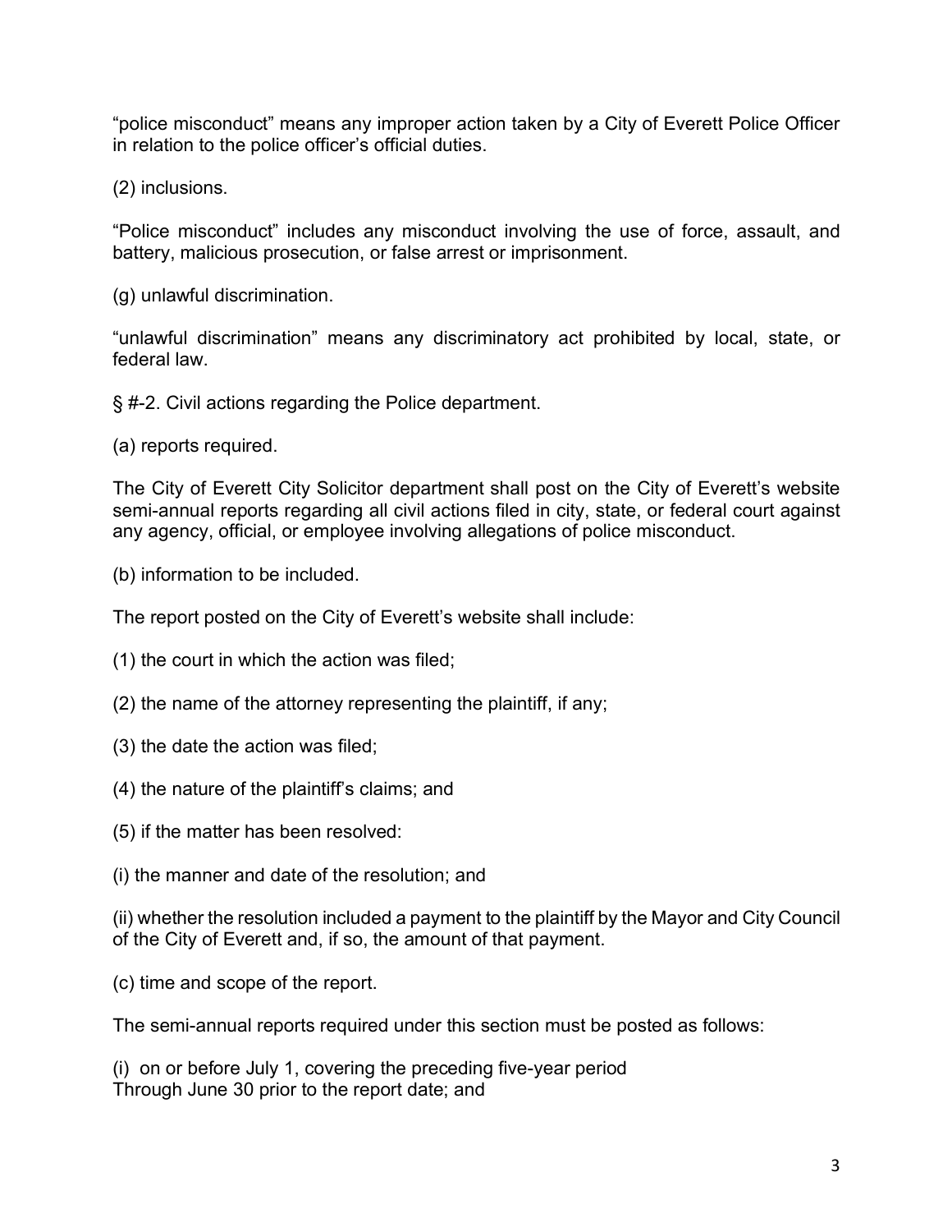"police misconduct" means any improper action taken by a City of Everett Police Officer in relation to the police officer's official duties.

(2) inclusions.

"Police misconduct" includes any misconduct involving the use of force, assault, and battery, malicious prosecution, or false arrest or imprisonment.

(g) unlawful discrimination.

"unlawful discrimination" means any discriminatory act prohibited by local, state, or federal law.

§ #-2. Civil actions regarding the Police department.

(a) reports required.

The City of Everett City Solicitor department shall post on the City of Everett's website semi-annual reports regarding all civil actions filed in city, state, or federal court against any agency, official, or employee involving allegations of police misconduct.

(b) information to be included.

The report posted on the City of Everett's website shall include:

(1) the court in which the action was filed;

(2) the name of the attorney representing the plaintiff, if any;

(3) the date the action was filed;

(4) the nature of the plaintiff's claims; and

(5) if the matter has been resolved:

(i) the manner and date of the resolution; and

(ii) whether the resolution included a payment to the plaintiff by the Mayor and City Council of the City of Everett and, if so, the amount of that payment.

(c) time and scope of the report.

The semi-annual reports required under this section must be posted as follows:

(i) on or before July 1, covering the preceding five-year period Through June 30 prior to the report date; and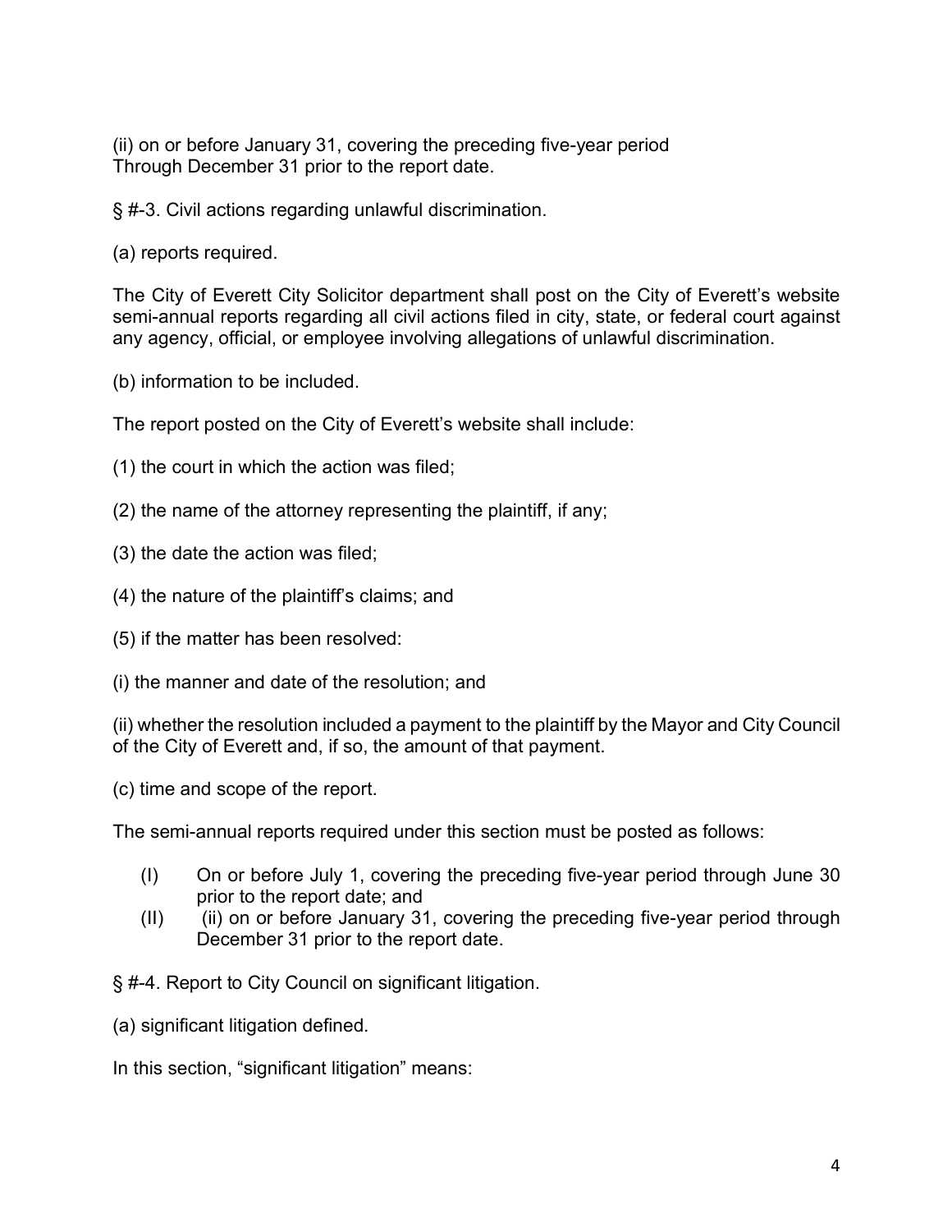(ii) on or before January 31, covering the preceding five-year period
Through December 31 prior to the report date.

§ #-3. Civil actions regarding unlawful discrimination.

(a) reports required.

The City of Everett City Solicitor department shall post on the City of Everett's website semi-annual reports regarding all civil actions filed in city, state, or federal court against any agency, official, or employee involving allegations of unlawful discrimination.

(b) information to be included.

The report posted on the City of Everett's website shall include:

(1) the court in which the action was filed;

(2) the name of the attorney representing the plaintiff, if any;

(3) the date the action was filed;

(4) the nature of the plaintiff's claims; and

(5) if the matter has been resolved:

(i) the manner and date of the resolution; and

(ii) whether the resolution included a payment to the plaintiff by the Mayor and City Council of the City of Everett and, if so, the amount of that payment.

(c) time and scope of the report.

The semi-annual reports required under this section must be posted as follows:

(I) On or before July 1, covering the preceding five-year period through June 30 prior to the report date; and

(II) (ii) on or before January 31, covering the preceding five-year period through December 31 prior to the report date.

§ #-4. Report to City Council on significant litigation.

(a) significant litigation defined.

In this section, "significant litigation" means: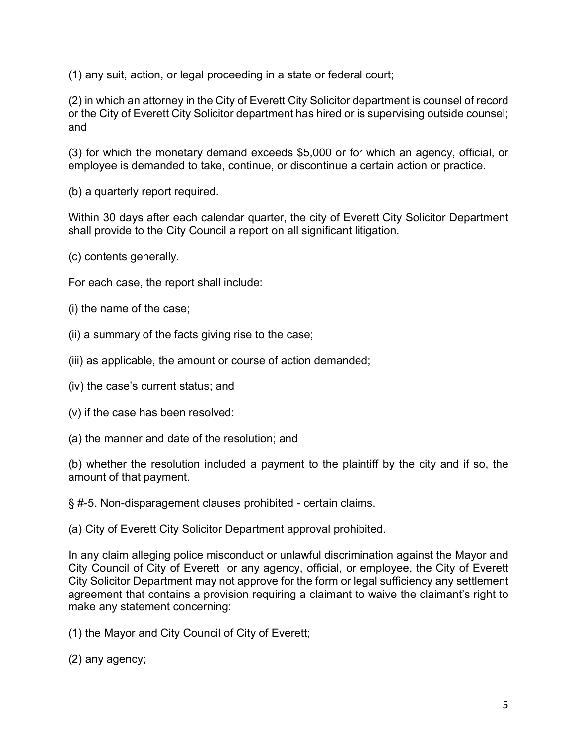(1) any suit, action, or legal proceeding in a state or federal court;

(2) in which an attorney in the City of Everett City Solicitor department is counsel of record or the City of Everett City Solicitor department has hired or is supervising outside counsel; and

(3) for which the monetary demand exceeds $5,000 or for which an agency, official, or employee is demanded to take, continue, or discontinue a certain action or practice.

(b) a quarterly report required.

Within 30 days after each calendar quarter, the city of Everett City Solicitor Department shall provide to the City Council a report on all significant litigation.

(c) contents generally.

For each case, the report shall include:

(i) the name of the case;

(ii) a summary of the facts giving rise to the case;

(iii) as applicable, the amount or course of action demanded;

(iv) the case's current status; and

(v) if the case has been resolved:

(a) the manner and date of the resolution; and

(b) whether the resolution included a payment to the plaintiff by the city and if so, the amount of that payment.

§ #-5. Non-disparagement clauses prohibited - certain claims.

(a) City of Everett City Solicitor Department approval prohibited.

In any claim alleging police misconduct or unlawful discrimination against the Mayor and City Council of City of Everett or any agency, official, or employee, the City of Everett City Solicitor Department may not approve for the form or legal sufficiency any settlement agreement that contains a provision requiring a claimant to waive the claimant's right to make any statement concerning:

(1) the Mayor and City Council of City of Everett;

(2) any agency;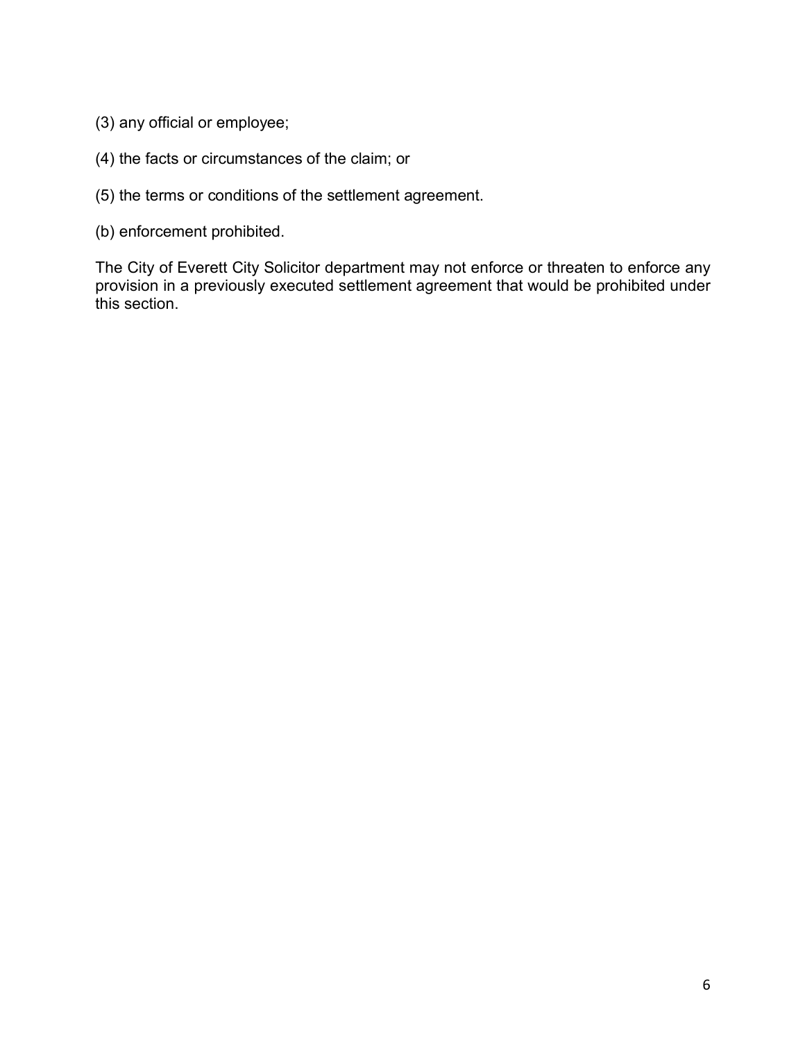(3) any official or employee;

(4) the facts or circumstances of the claim; or

(5) the terms or conditions of the settlement agreement.

(b) enforcement prohibited.

The City of Everett City Solicitor department may not enforce or threaten to enforce any provision in a previously executed settlement agreement that would be prohibited under this section.